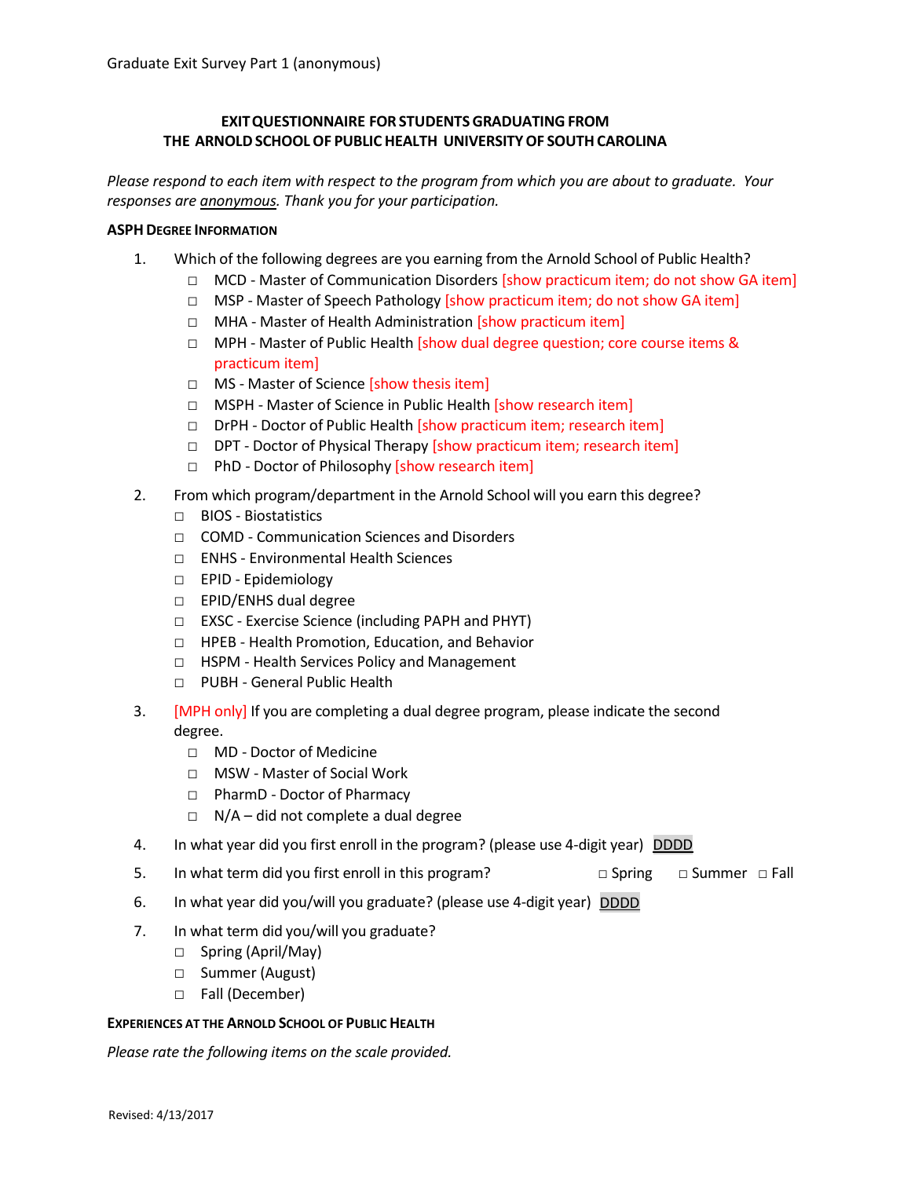Graduate Exit Survey Part 1 (anonymous)

**EXIT QUESTIONNAIRE FOR STUDENTS GRADUATING FROM THE ARNOLD SCHOOL OF PUBLIC HEALTH UNIVERSITY OF SOUTH CAROLINA**

*Please respond to each item with respect to the program from which you are about to graduate. Your responses are anonymous. Thank you for your participation.*

**ASPH DEGREE INFORMATION**

1. Which of the following degrees are you earning from the Arnold School of Public Health?
   - □ MCD - Master of Communication Disorders [show practicum item; do not show GA item]
   - □ MSP - Master of Speech Pathology [show practicum item; do not show GA item]
   - □ MHA - Master of Health Administration [show practicum item]
   - □ MPH - Master of Public Health [show dual degree question; core course items & practicum item]
   - □ MS - Master of Science [show thesis item]
   - □ MSPH - Master of Science in Public Health [show research item]
   - □ DrPH - Doctor of Public Health [show practicum item; research item]
   - □ DPT - Doctor of Physical Therapy [show practicum item; research item]
   - □ PhD - Doctor of Philosophy [show research item]

2. From which program/department in the Arnold School will you earn this degree?
   - □ BIOS - Biostatistics
   - □ COMD - Communication Sciences and Disorders
   - □ ENHS - Environmental Health Sciences
   - □ EPID - Epidemiology
   - □ EPID/ENHS dual degree
   - □ EXSC - Exercise Science (including PAPH and PHYT)
   - □ HPEB - Health Promotion, Education, and Behavior
   - □ HSPM - Health Services Policy and Management
   - □ PUBH - General Public Health

3. [MPH only] If you are completing a dual degree program, please indicate the second degree.
   - □ MD - Doctor of Medicine
   - □ MSW - Master of Social Work
   - □ PharmD - Doctor of Pharmacy
   - □ N/A – did not complete a dual degree

4. In what year did you first enroll in the program? (please use 4-digit year) DDDD

5. In what term did you first enroll in this program? □ Spring □ Summer □ Fall

6. In what year did you/will you graduate? (please use 4-digit year) DDDD

7. In what term did you/will you graduate?
   - □ Spring (April/May)
   - □ Summer (August)
   - □ Fall (December)

**EXPERIENCES AT THE ARNOLD SCHOOL OF PUBLIC HEALTH**

*Please rate the following items on the scale provided.*

Revised: 4/13/2017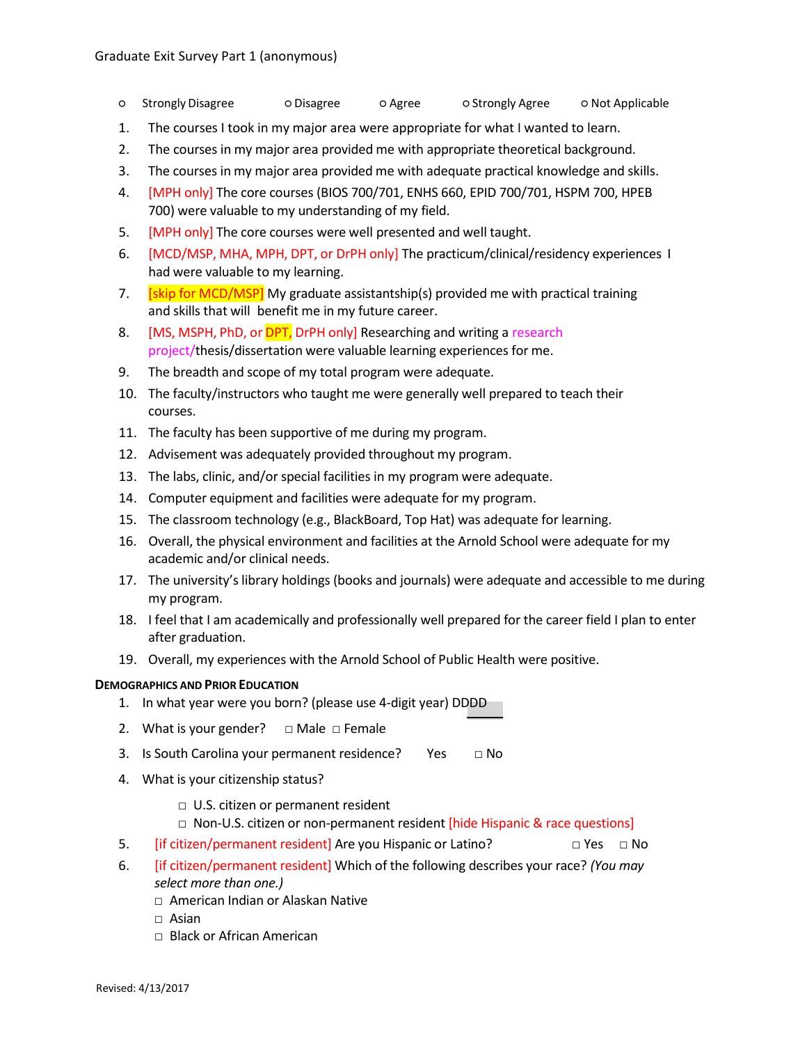Graduate Exit Survey Part 1 (anonymous)

○ Strongly Disagree ○ Disagree ○ Agree ○ Strongly Agree ○ Not Applicable

1. The courses I took in my major area were appropriate for what I wanted to learn.
2. The courses in my major area provided me with appropriate theoretical background.
3. The courses in my major area provided me with adequate practical knowledge and skills.
4. [MPH only] The core courses (BIOS 700/701, ENHS 660, EPID 700/701, HSPM 700, HPEB 700) were valuable to my understanding of my field.
5. [MPH only] The core courses were well presented and well taught.
6. [MCD/MSP, MHA, MPH, DPT, or DrPH only] The practicum/clinical/residency experiences I had were valuable to my learning.
7. [skip for MCD/MSP] My graduate assistantship(s) provided me with practical training and skills that will benefit me in my future career.
8. [MS, MSPH, PhD, or DPT, DrPH only] Researching and writing a research project/thesis/dissertation were valuable learning experiences for me.
9. The breadth and scope of my total program were adequate.
10. The faculty/instructors who taught me were generally well prepared to teach their courses.
11. The faculty has been supportive of me during my program.
12. Advisement was adequately provided throughout my program.
13. The labs, clinic, and/or special facilities in my program were adequate.
14. Computer equipment and facilities were adequate for my program.
15. The classroom technology (e.g., BlackBoard, Top Hat) was adequate for learning.
16. Overall, the physical environment and facilities at the Arnold School were adequate for my academic and/or clinical needs.
17. The university's library holdings (books and journals) were adequate and accessible to me during my program.
18. I feel that I am academically and professionally well prepared for the career field I plan to enter after graduation.
19. Overall, my experiences with the Arnold School of Public Health were positive.

**Demographics and Prior Education**

1. In what year were you born? (please use 4-digit year) DDDD
2. What is your gender? □ Male □ Female
3. Is South Carolina your permanent residence? Yes □ No
4. What is your citizenship status?
   - □ U.S. citizen or permanent resident
   - □ Non-U.S. citizen or non-permanent resident [hide Hispanic & race questions]
5. [if citizen/permanent resident] Are you Hispanic or Latino? □ Yes □ No
6. [if citizen/permanent resident] Which of the following describes your race? *(You may select more than one.)*
   - □ American Indian or Alaskan Native
   - □ Asian
   - □ Black or African American

Revised: 4/13/2017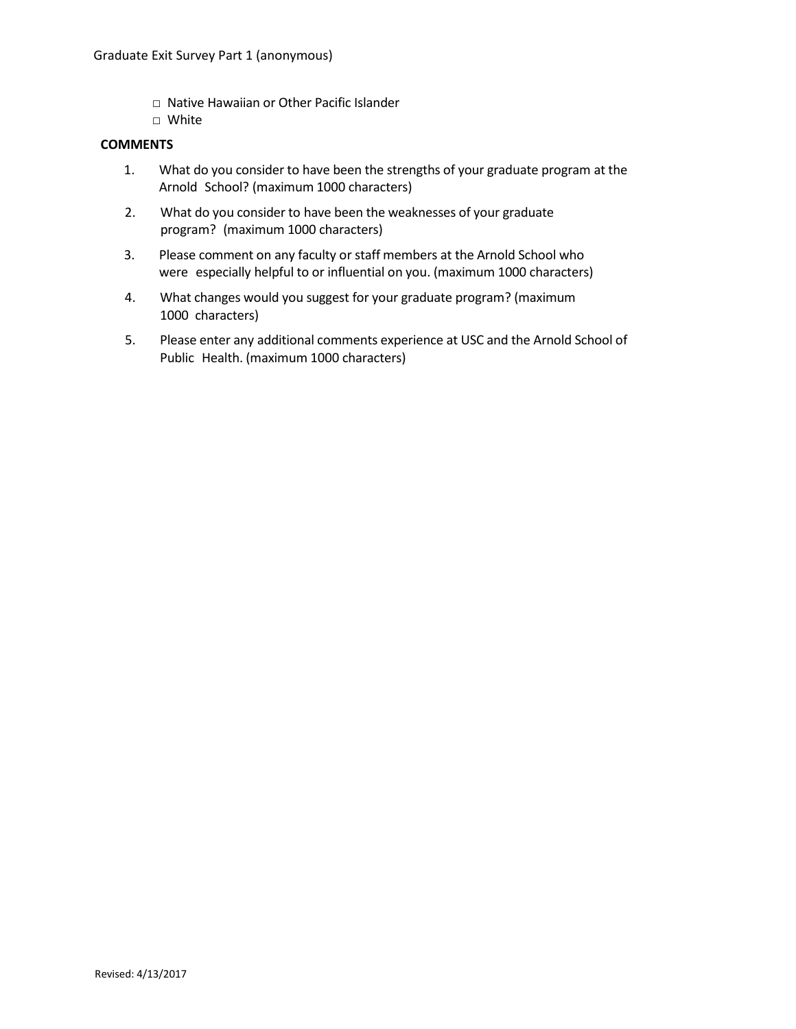- □ Native Hawaiian or Other Pacific Islander
- □ White

**COMMENTS**

1. What do you consider to have been the strengths of your graduate program at the Arnold School? (maximum 1000 characters)
2. What do you consider to have been the weaknesses of your graduate program? (maximum 1000 characters)
3. Please comment on any faculty or staff members at the Arnold School who were especially helpful to or influential on you. (maximum 1000 characters)
4. What changes would you suggest for your graduate program? (maximum 1000 characters)
5. Please enter any additional comments experience at USC and the Arnold School of Public Health. (maximum 1000 characters)

Revised: 4/13/2017